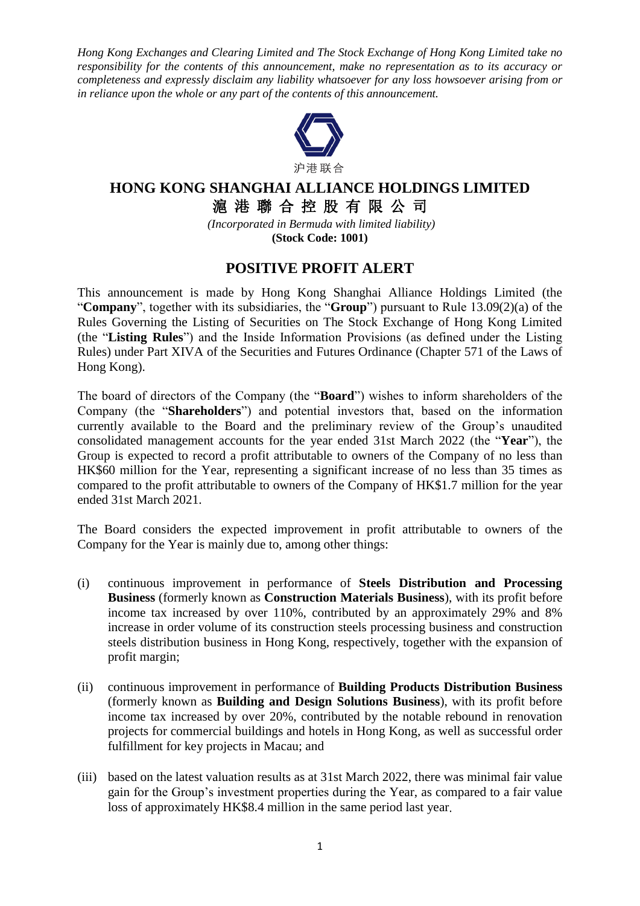*Hong Kong Exchanges and Clearing Limited and The Stock Exchange of Hong Kong Limited take no responsibility for the contents of this announcement, make no representation as to its accuracy or completeness and expressly disclaim any liability whatsoever for any loss howsoever arising from or in reliance upon the whole or any part of the contents of this announcement.*

沪港联合

# HONG KONG SHANGHAI ALLIANCE HOLDINGS LIMITED
# 滬 港 聯 合 控 股 有 限 公 司

*(Incorporated in Bermuda with limited liability)*
**(Stock Code: 1001)**

## POSITIVE PROFIT ALERT

This announcement is made by Hong Kong Shanghai Alliance Holdings Limited (the "**Company**", together with its subsidiaries, the "**Group**") pursuant to Rule 13.09(2)(a) of the Rules Governing the Listing of Securities on The Stock Exchange of Hong Kong Limited (the "**Listing Rules**") and the Inside Information Provisions (as defined under the Listing Rules) under Part XIVA of the Securities and Futures Ordinance (Chapter 571 of the Laws of Hong Kong).

The board of directors of the Company (the "**Board**") wishes to inform shareholders of the Company (the "**Shareholders**") and potential investors that, based on the information currently available to the Board and the preliminary review of the Group's unaudited consolidated management accounts for the year ended 31st March 2022 (the "**Year**"), the Group is expected to record a profit attributable to owners of the Company of no less than HK$60 million for the Year, representing a significant increase of no less than 35 times as compared to the profit attributable to owners of the Company of HK$1.7 million for the year ended 31st March 2021.

The Board considers the expected improvement in profit attributable to owners of the Company for the Year is mainly due to, among other things:

(i) continuous improvement in performance of **Steels Distribution and Processing Business** (formerly known as **Construction Materials Business**), with its profit before income tax increased by over 110%, contributed by an approximately 29% and 8% increase in order volume of its construction steels processing business and construction steels distribution business in Hong Kong, respectively, together with the expansion of profit margin;

(ii) continuous improvement in performance of **Building Products Distribution Business** (formerly known as **Building and Design Solutions Business**), with its profit before income tax increased by over 20%, contributed by the notable rebound in renovation projects for commercial buildings and hotels in Hong Kong, as well as successful order fulfillment for key projects in Macau; and

(iii) based on the latest valuation results as at 31st March 2022, there was minimal fair value gain for the Group's investment properties during the Year, as compared to a fair value loss of approximately HK$8.4 million in the same period last year.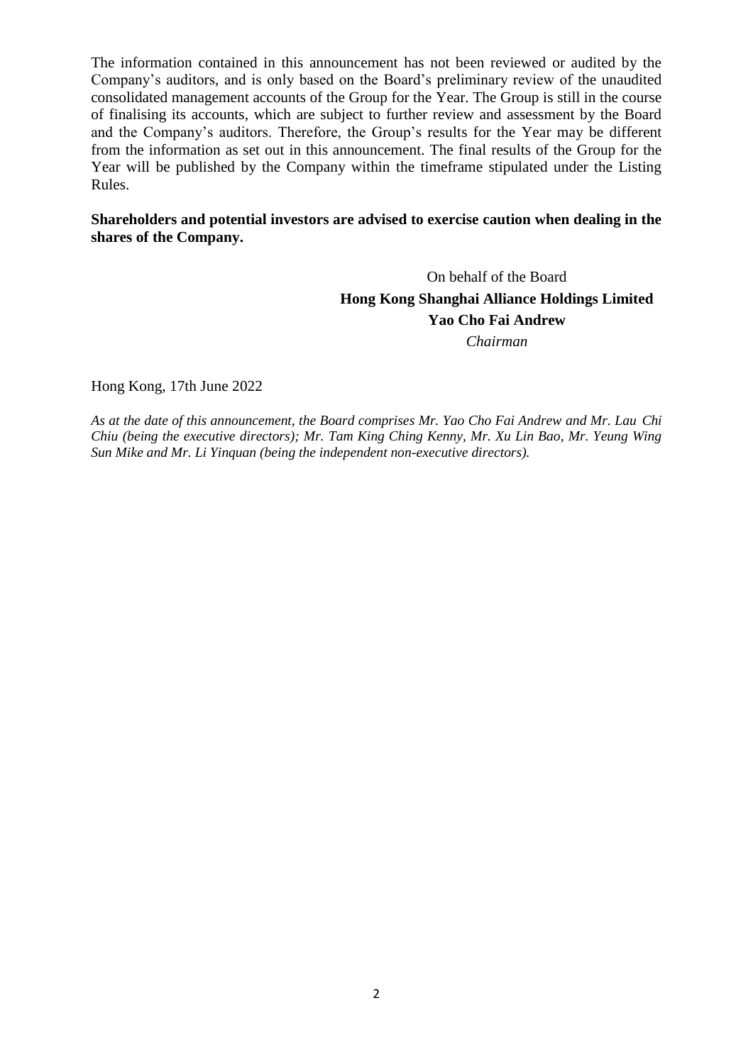The information contained in this announcement has not been reviewed or audited by the Company's auditors, and is only based on the Board's preliminary review of the unaudited consolidated management accounts of the Group for the Year. The Group is still in the course of finalising its accounts, which are subject to further review and assessment by the Board and the Company's auditors. Therefore, the Group's results for the Year may be different from the information as set out in this announcement. The final results of the Group for the Year will be published by the Company within the timeframe stipulated under the Listing Rules.

**Shareholders and potential investors are advised to exercise caution when dealing in the shares of the Company.**

On behalf of the Board
**Hong Kong Shanghai Alliance Holdings Limited**
**Yao Cho Fai Andrew**
*Chairman*

Hong Kong, 17th June 2022

*As at the date of this announcement, the Board comprises Mr. Yao Cho Fai Andrew and Mr. Lau Chi Chiu (being the executive directors); Mr. Tam King Ching Kenny, Mr. Xu Lin Bao, Mr. Yeung Wing Sun Mike and Mr. Li Yinquan (being the independent non-executive directors).*